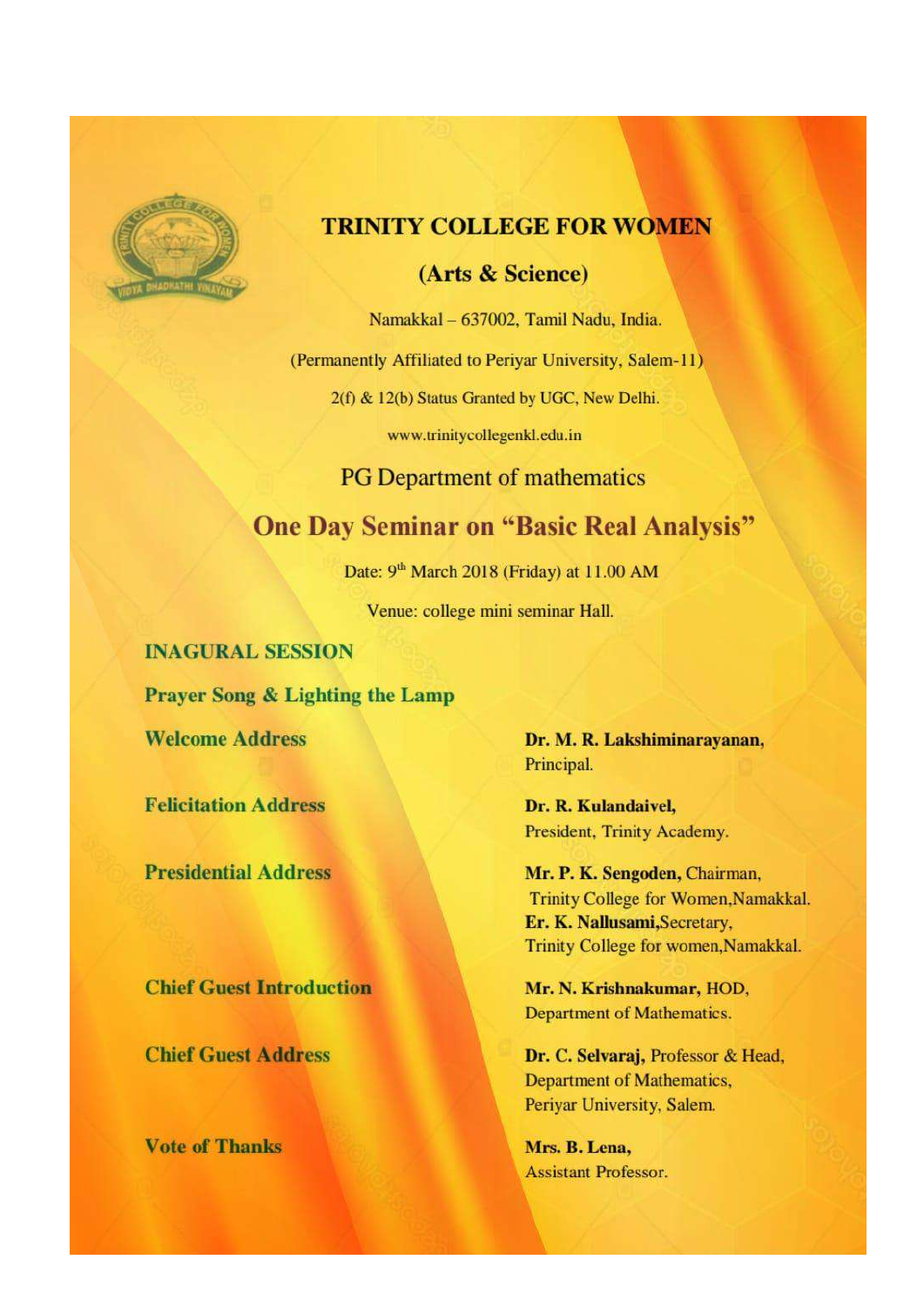# TRINITY COLLEGE FOR WOMEN

## (Arts & Science)

Namakkal – 637002, Tamil Nadu, India.

(Permanently Affiliated to Periyar University, Salem-11)

2(f) & 12(b) Status Granted by UGC, New Delhi.

www.trinitycollegenkl.edu.in

PG Department of mathematics

## One Day Seminar on "Basic Real Analysis"

Date: 9th March 2018 (Friday) at 11.00 AM

Venue: college mini seminar Hall.

**INAGURAL SESSION**

**Prayer Song & Lighting the Lamp**

| | |
|---|---|
| **Welcome Address** | **Dr. M. R. Lakshiminarayanan,** Principal. |
| **Felicitation Address** | **Dr. R. Kulandaivel,** President, Trinity Academy. |
| **Presidential Address** | **Mr. P. K. Sengoden,** Chairman, Trinity College for Women,Namakkal. **Er. K. Nallusami,**Secretary, Trinity College for women,Namakkal. |
| **Chief Guest Introduction** | **Mr. N. Krishnakumar,** HOD, Department of Mathematics. |
| **Chief Guest Address** | **Dr. C. Selvaraj,** Professor & Head, Department of Mathematics, Periyar University, Salem. |
| **Vote of Thanks** | **Mrs. B. Lena,** Assistant Professor. |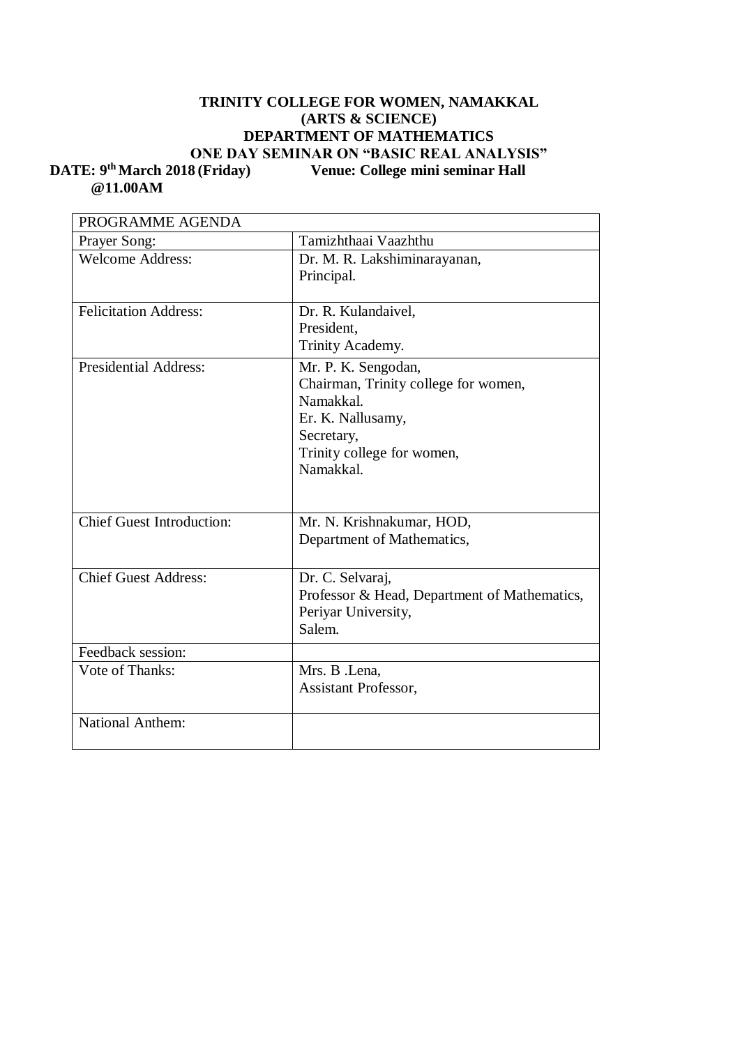**TRINITY COLLEGE FOR WOMEN, NAMAKKAL**
**(ARTS & SCIENCE)**
**DEPARTMENT OF MATHEMATICS**
**ONE DAY SEMINAR ON "BASIC REAL ANALYSIS"**

**DATE: 9th March 2018 (Friday) @11.00AM** **Venue: College mini seminar Hall**

| PROGRAMME AGENDA | |
|---|---|
| Prayer Song: | Tamizhthaai Vaazhthu |
| Welcome Address: | Dr. M. R. Lakshiminarayanan,<br>Principal. |
| Felicitation Address: | Dr. R. Kulandaivel,<br>President,<br>Trinity Academy. |
| Presidential Address: | Mr. P. K. Sengodan,<br>Chairman, Trinity college for women,<br>Namakkal.<br>Er. K. Nallusamy,<br>Secretary,<br>Trinity college for women,<br>Namakkal. |
| Chief Guest Introduction: | Mr. N. Krishnakumar, HOD,<br>Department of Mathematics, |
| Chief Guest Address: | Dr. C. Selvaraj,<br>Professor & Head, Department of Mathematics,<br>Periyar University,<br>Salem. |
| Feedback session: | |
| Vote of Thanks: | Mrs. B .Lena,<br>Assistant Professor, |
| National Anthem: | |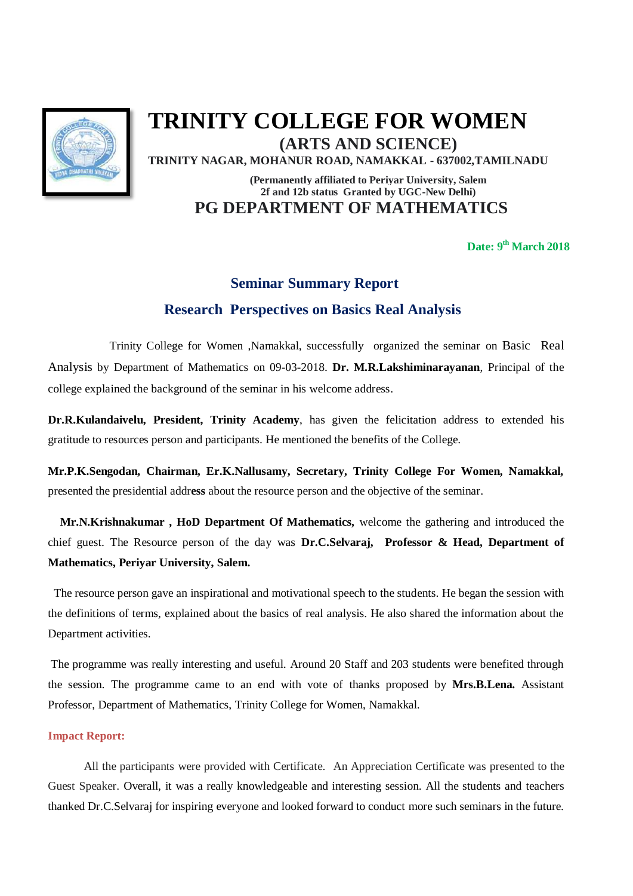# TRINITY COLLEGE FOR WOMEN

## (ARTS AND SCIENCE)

**TRINITY NAGAR, MOHANUR ROAD, NAMAKKAL - 637002,TAMILNADU**

**(Permanently affiliated to Periyar University, Salem**
**2f and 12b status Granted by UGC-New Delhi)**

## PG DEPARTMENT OF MATHEMATICS

**Date: 9th March 2018**

### Seminar Summary Report

### Research Perspectives on Basics Real Analysis

Trinity College for Women ,Namakkal, successfully organized the seminar on Basic Real Analysis by Department of Mathematics on 09-03-2018. **Dr. M.R.Lakshiminarayanan**, Principal of the college explained the background of the seminar in his welcome address.

**Dr.R.Kulandaivelu, President, Trinity Academy**, has given the felicitation address to extended his gratitude to resources person and participants. He mentioned the benefits of the College.

**Mr.P.K.Sengodan, Chairman, Er.K.Nallusamy, Secretary, Trinity College For Women, Namakkal,** presented the presidential addr**ess** about the resource person and the objective of the seminar.

**Mr.N.Krishnakumar , HoD Department Of Mathematics,** welcome the gathering and introduced the chief guest. The Resource person of the day was **Dr.C.Selvaraj, Professor & Head, Department of Mathematics, Periyar University, Salem.**

The resource person gave an inspirational and motivational speech to the students. He began the session with the definitions of terms, explained about the basics of real analysis. He also shared the information about the Department activities.

The programme was really interesting and useful. Around 20 Staff and 203 students were benefited through the session. The programme came to an end with vote of thanks proposed by **Mrs.B.Lena.** Assistant Professor, Department of Mathematics, Trinity College for Women, Namakkal.

**Impact Report:**

All the participants were provided with Certificate. An Appreciation Certificate was presented to the Guest Speaker. Overall, it was a really knowledgeable and interesting session. All the students and teachers thanked Dr.C.Selvaraj for inspiring everyone and looked forward to conduct more such seminars in the future.